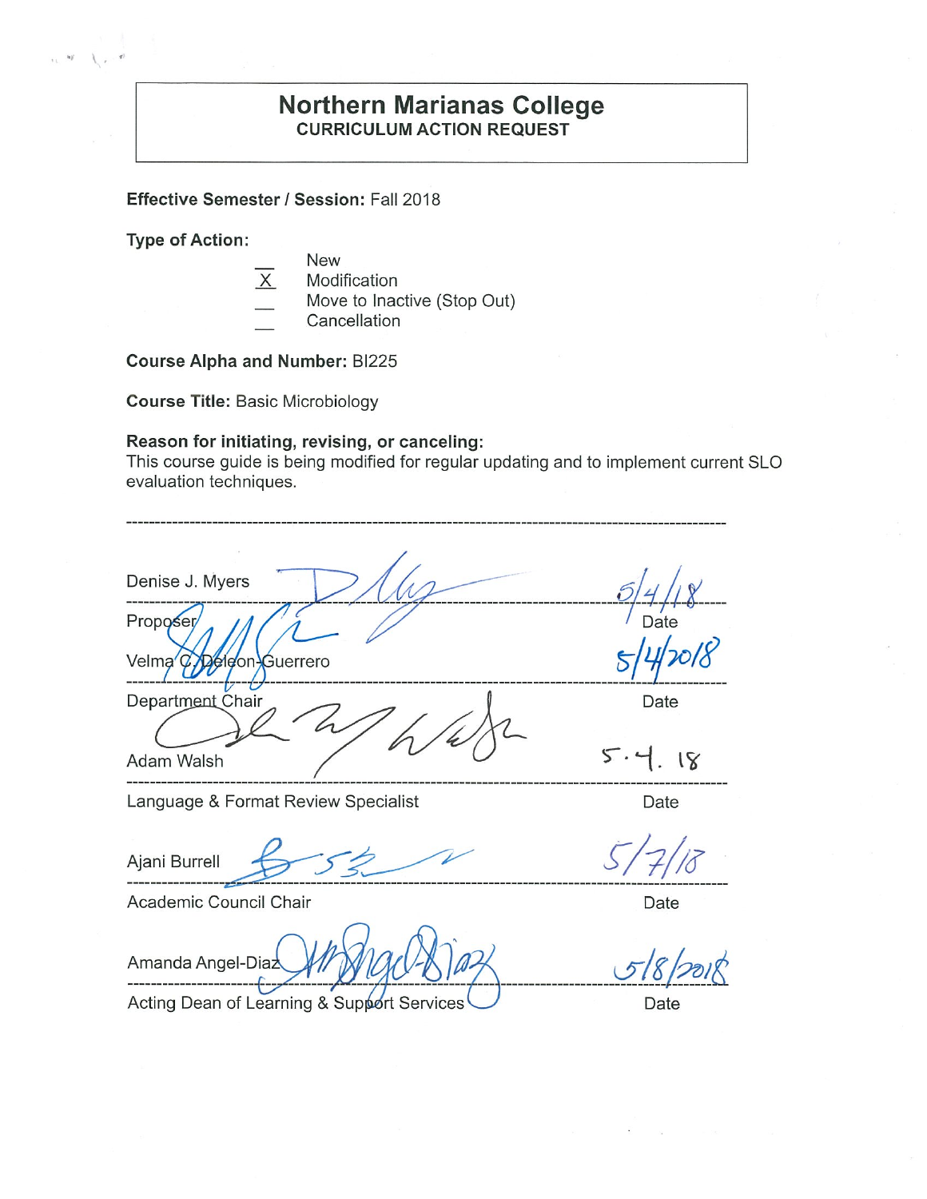# Northern Marianas College

## CURRICULUM ACTION REQUEST

**Effective Semester / Session:** Fall 2018

**Type of Action:**

- ___ New
- _X_ Modification
- ___ Move to Inactive (Stop Out)
- ___ Cancellation

**Course Alpha and Number:** BI225

**Course Title:** Basic Microbiology

**Reason for initiating, revising, or canceling:**
This course guide is being modified for regular updating and to implement current SLO evaluation techniques.

---

Denise J. Myers — 5/4/18
Proposer — Date

Velma C. Deleon-Guerrero — 5/4/2018
Department Chair — Date

Adam Walsh — 5.4.18
Language & Format Review Specialist — Date

Ajani Burrell — 5/7/18
Academic Council Chair — Date

Amanda Angel-Diaz — 5/8/2018
Acting Dean of Learning & Support Services — Date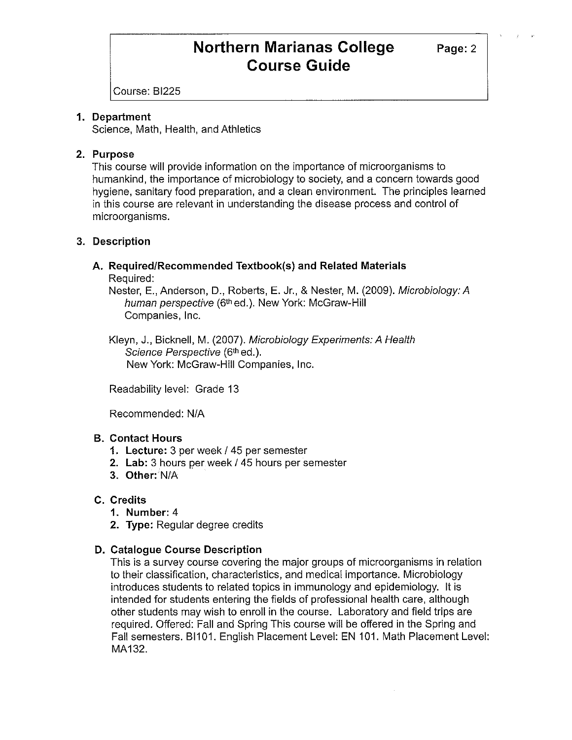## 1. Department

Science, Math, Health, and Athletics

## 2. Purpose

This course will provide information on the importance of microorganisms to humankind, the importance of microbiology to society, and a concern towards good hygiene, sanitary food preparation, and a clean environment. The principles learned in this course are relevant in understanding the disease process and control of microorganisms.

## 3. Description

### A. Required/Recommended Textbook(s) and Related Materials

Required:

Nester, E., Anderson, D., Roberts, E. Jr., & Nester, M. (2009). *Microbiology: A human perspective* (6th ed.). New York: McGraw-Hill Companies, Inc.

Kleyn, J., Bicknell, M. (2007). *Microbiology Experiments: A Health Science Perspective* (6th ed.). New York: McGraw-Hill Companies, Inc.

Readability level: Grade 13

Recommended: N/A

### B. Contact Hours

1. **Lecture:** 3 per week / 45 per semester
2. **Lab:** 3 hours per week / 45 hours per semester
3. **Other:** N/A

### C. Credits

1. **Number:** 4
2. **Type:** Regular degree credits

### D. Catalogue Course Description

This is a survey course covering the major groups of microorganisms in relation to their classification, characteristics, and medical importance. Microbiology introduces students to related topics in immunology and epidemiology. It is intended for students entering the fields of professional health care, although other students may wish to enroll in the course. Laboratory and field trips are required. Offered: Fall and Spring This course will be offered in the Spring and Fall semesters. BI101. English Placement Level: EN 101. Math Placement Level: MA132.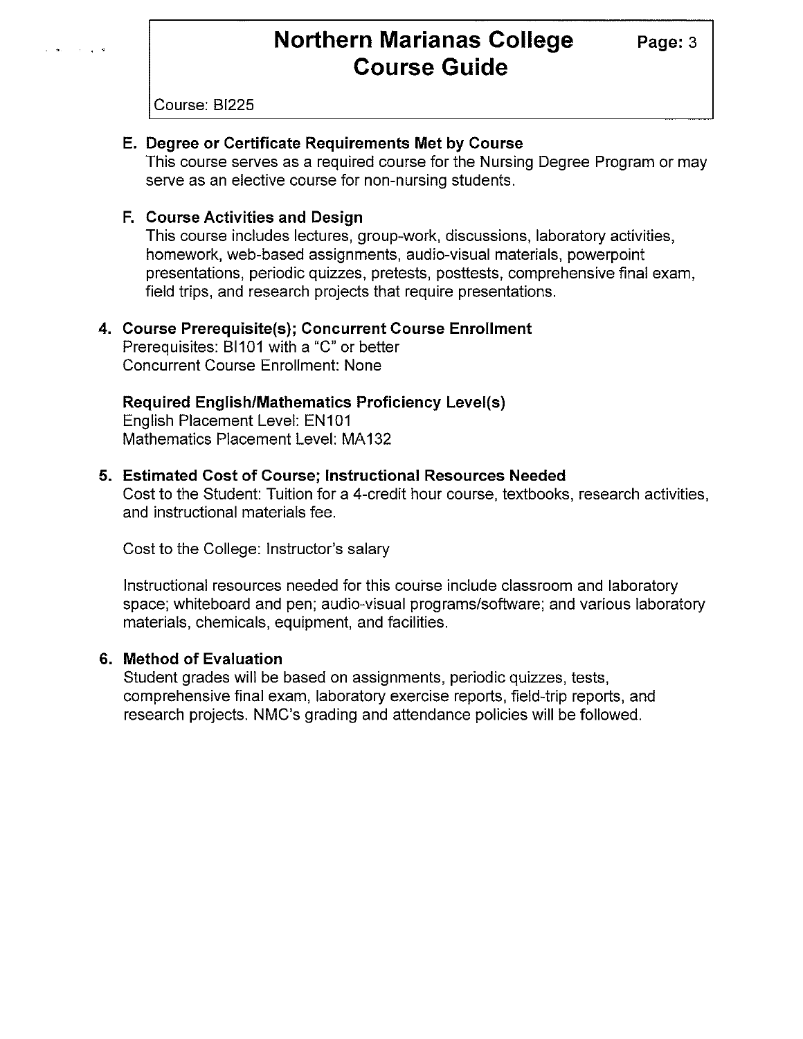### E. Degree or Certificate Requirements Met by Course

This course serves as a required course for the Nursing Degree Program or may serve as an elective course for non-nursing students.

### F. Course Activities and Design

This course includes lectures, group-work, discussions, laboratory activities, homework, web-based assignments, audio-visual materials, powerpoint presentations, periodic quizzes, pretests, posttests, comprehensive final exam, field trips, and research projects that require presentations.

## 4. Course Prerequisite(s); Concurrent Course Enrollment

Prerequisites: BI101 with a "C" or better
Concurrent Course Enrollment: None

**Required English/Mathematics Proficiency Level(s)**

English Placement Level: EN101
Mathematics Placement Level: MA132

## 5. Estimated Cost of Course; Instructional Resources Needed

Cost to the Student: Tuition for a 4-credit hour course, textbooks, research activities, and instructional materials fee.

Cost to the College: Instructor's salary

Instructional resources needed for this course include classroom and laboratory space; whiteboard and pen; audio-visual programs/software; and various laboratory materials, chemicals, equipment, and facilities.

## 6. Method of Evaluation

Student grades will be based on assignments, periodic quizzes, tests, comprehensive final exam, laboratory exercise reports, field-trip reports, and research projects. NMC's grading and attendance policies will be followed.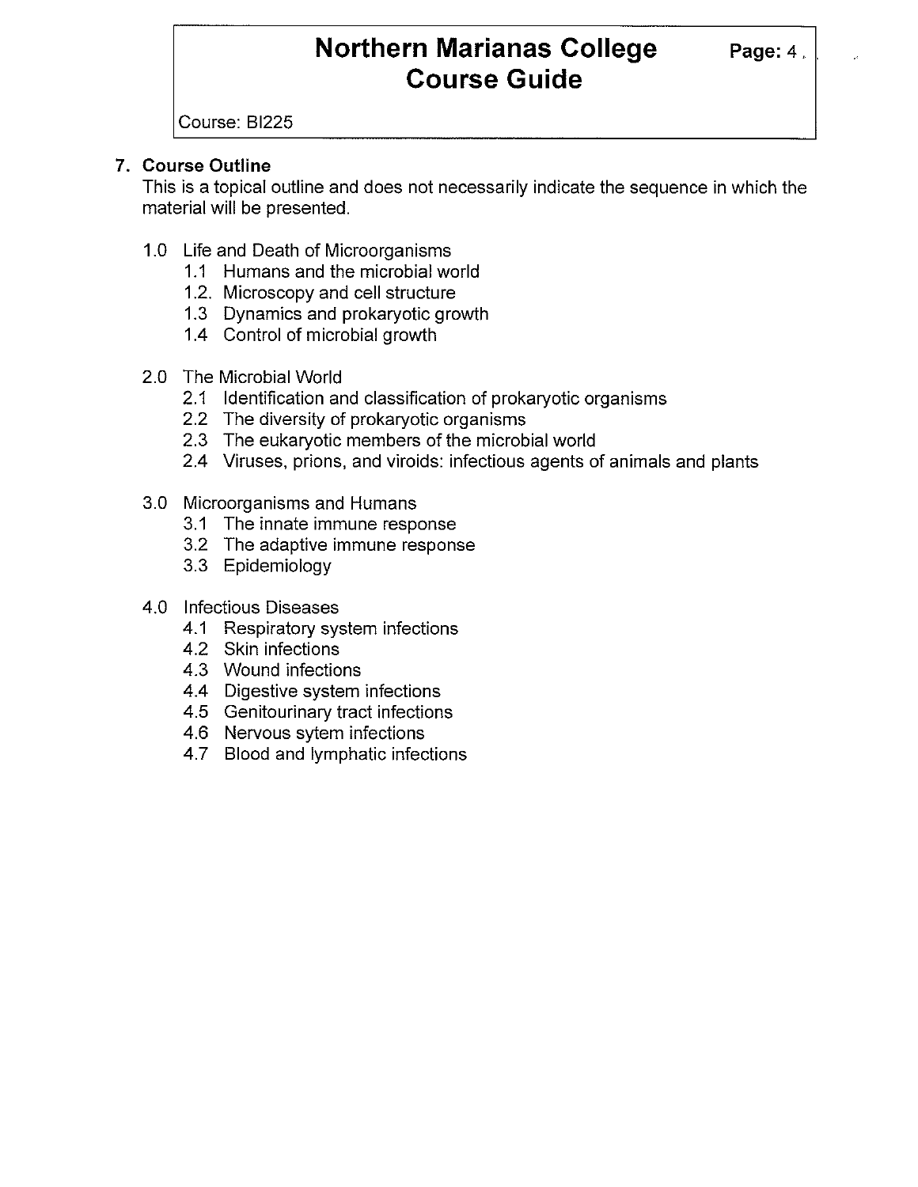## 7. Course Outline

This is a topical outline and does not necessarily indicate the sequence in which the material will be presented.

- 1.0 Life and Death of Microorganisms
  - 1.1 Humans and the microbial world
  - 1.2. Microscopy and cell structure
  - 1.3 Dynamics and prokaryotic growth
  - 1.4 Control of microbial growth

- 2.0 The Microbial World
  - 2.1 Identification and classification of prokaryotic organisms
  - 2.2 The diversity of prokaryotic organisms
  - 2.3 The eukaryotic members of the microbial world
  - 2.4 Viruses, prions, and viroids: infectious agents of animals and plants

- 3.0 Microorganisms and Humans
  - 3.1 The innate immune response
  - 3.2 The adaptive immune response
  - 3.3 Epidemiology

- 4.0 Infectious Diseases
  - 4.1 Respiratory system infections
  - 4.2 Skin infections
  - 4.3 Wound infections
  - 4.4 Digestive system infections
  - 4.5 Genitourinary tract infections
  - 4.6 Nervous sytem infections
  - 4.7 Blood and lymphatic infections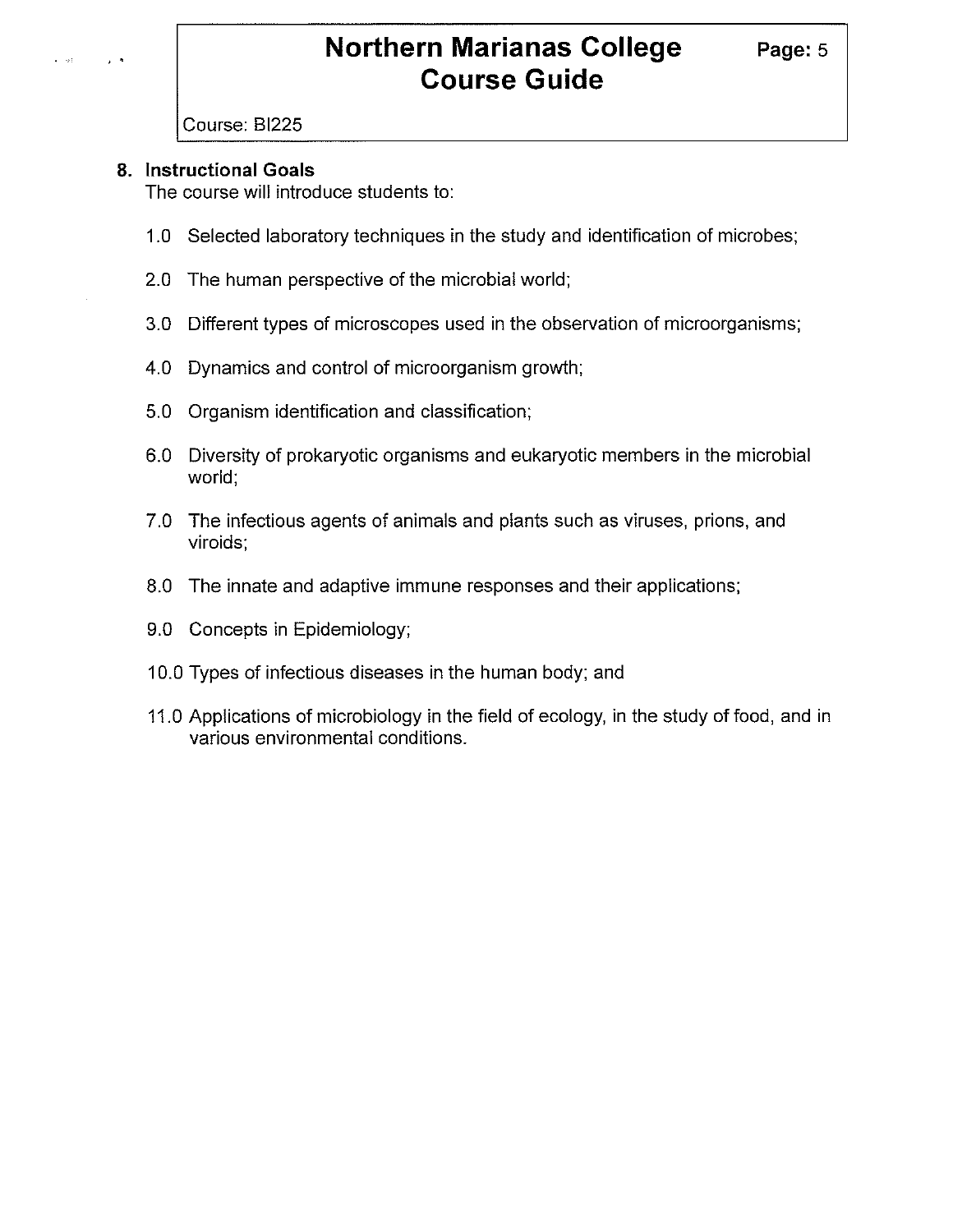## 8. Instructional Goals

The course will introduce students to:

1.0 Selected laboratory techniques in the study and identification of microbes;

2.0 The human perspective of the microbial world;

3.0 Different types of microscopes used in the observation of microorganisms;

4.0 Dynamics and control of microorganism growth;

5.0 Organism identification and classification;

6.0 Diversity of prokaryotic organisms and eukaryotic members in the microbial world;

7.0 The infectious agents of animals and plants such as viruses, prions, and viroids;

8.0 The innate and adaptive immune responses and their applications;

9.0 Concepts in Epidemiology;

10.0 Types of infectious diseases in the human body; and

11.0 Applications of microbiology in the field of ecology, in the study of food, and in various environmental conditions.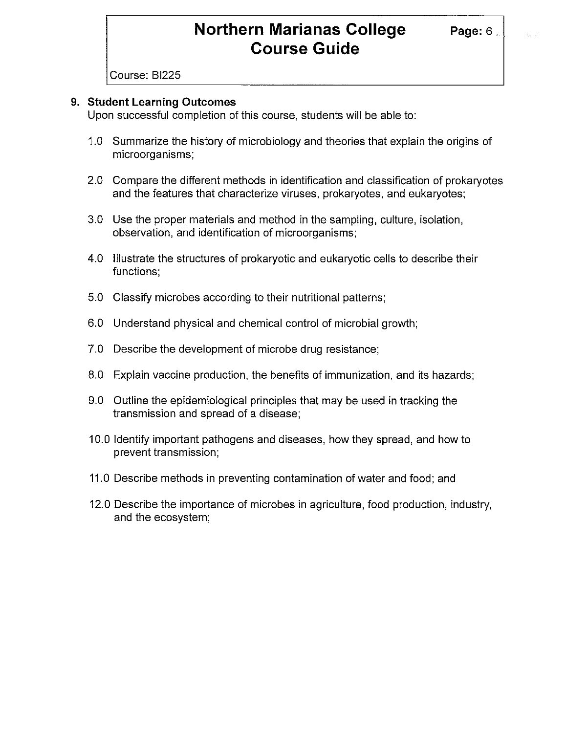## 9. Student Learning Outcomes

Upon successful completion of this course, students will be able to:

1.0 Summarize the history of microbiology and theories that explain the origins of microorganisms;

2.0 Compare the different methods in identification and classification of prokaryotes and the features that characterize viruses, prokaryotes, and eukaryotes;

3.0 Use the proper materials and method in the sampling, culture, isolation, observation, and identification of microorganisms;

4.0 Illustrate the structures of prokaryotic and eukaryotic cells to describe their functions;

5.0 Classify microbes according to their nutritional patterns;

6.0 Understand physical and chemical control of microbial growth;

7.0 Describe the development of microbe drug resistance;

8.0 Explain vaccine production, the benefits of immunization, and its hazards;

9.0 Outline the epidemiological principles that may be used in tracking the transmission and spread of a disease;

10.0 Identify important pathogens and diseases, how they spread, and how to prevent transmission;

11.0 Describe methods in preventing contamination of water and food; and

12.0 Describe the importance of microbes in agriculture, food production, industry, and the ecosystem;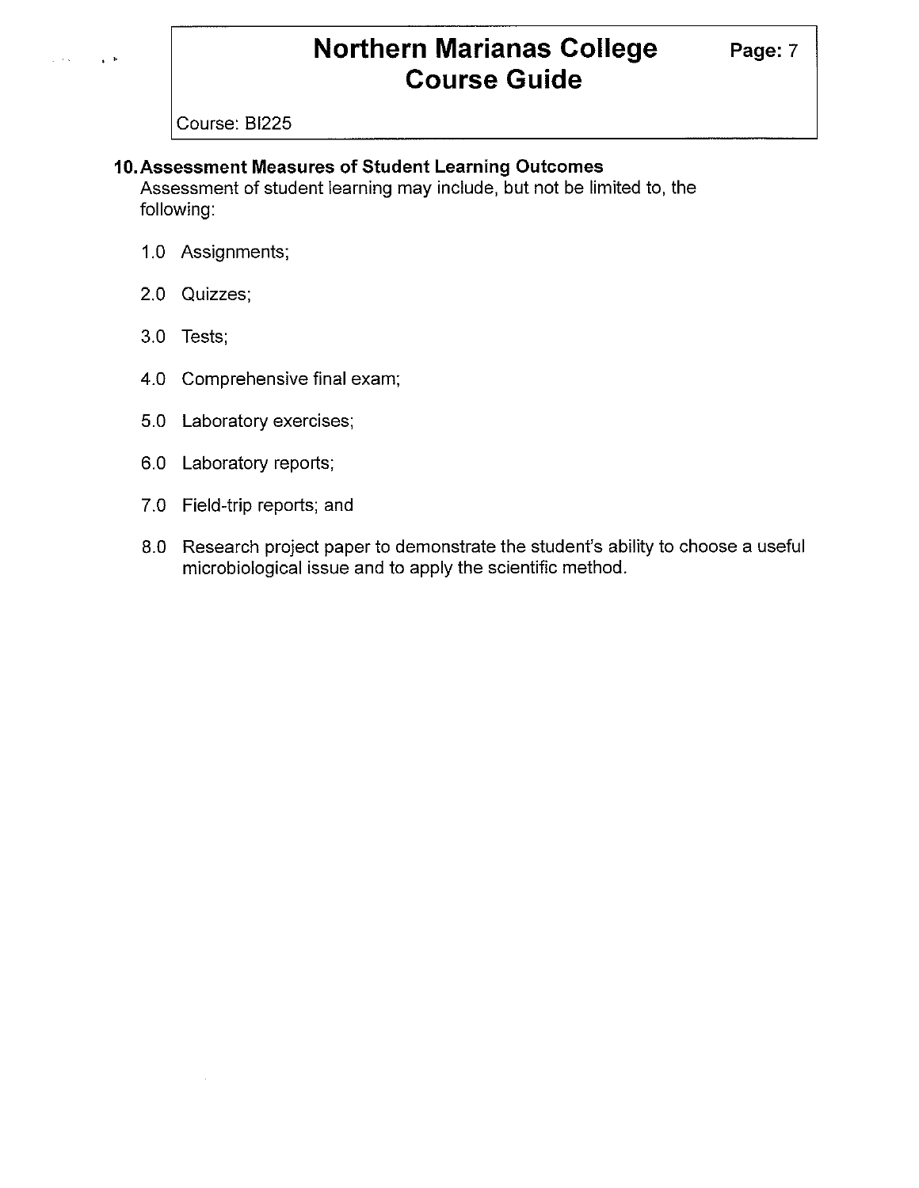## 10. Assessment Measures of Student Learning Outcomes

Assessment of student learning may include, but not be limited to, the following:

1.0 Assignments;

2.0 Quizzes;

3.0 Tests;

4.0 Comprehensive final exam;

5.0 Laboratory exercises;

6.0 Laboratory reports;

7.0 Field-trip reports; and

8.0 Research project paper to demonstrate the student's ability to choose a useful microbiological issue and to apply the scientific method.